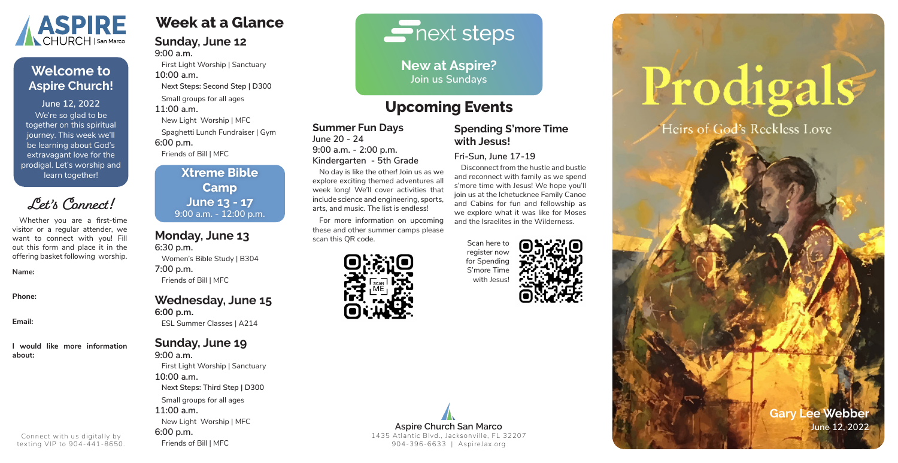# ASPIRE CHURCH | San Marco

## Welcome to Aspire Church!

**June 12, 2022**

We're so glad to be together on this spiritual journey. This week we'll be learning about God's extravagant love for the prodigal. Let's worship and learn together!

## Let's Connect!

Whether you are a first-time visitor or a regular attender, we want to connect with you! Fill out this form and place it in the offering basket following worship.

**Name:**

**Phone:**

**Email:**

**I would like more information about:**

Connect with us digitally by texting VIP to 904-441-8650.

# Week at a Glance

## Sunday, June 12

**9:00 a.m.**
First Light Worship | Sanctuary

**10:00 a.m.**
Next Steps: Second Step | D300
Small groups for all ages

**11:00 a.m.**
New Light Worship | MFC
Spaghetti Lunch Fundraiser | Gym

**6:00 p.m.**
Friends of Bill | MFC

**Xtreme Bible Camp**
**June 13 - 17**
9:00 a.m. - 12:00 p.m.

## Monday, June 13

**6:30 p.m.**
Women's Bible Study | B304

**7:00 p.m.**
Friends of Bill | MFC

## Wednesday, June 15

**6:00 p.m.**
ESL Summer Classes | A214

## Sunday, June 19

**9:00 a.m.**
First Light Worship | Sanctuary

**10:00 a.m.**
Next Steps: Third Step | D300
Small groups for all ages

**11:00 a.m.**
New Light Worship | MFC

**6:00 p.m.**
Friends of Bill | MFC

# next steps

**New at Aspire?**
**Join us Sundays**

# Upcoming Events

## Summer Fun Days

**June 20 - 24**
**9:00 a.m. - 2:00 p.m.**
**Kindergarten - 5th Grade**

No day is like the other! Join us as we explore exciting themed adventures all week long! We'll cover activities that include science and engineering, sports, arts, and music. The list is endless!

For more information on upcoming these and other summer camps please scan this QR code.

## Spending S'more Time with Jesus!

**Fri-Sun, June 17-19**

Disconnect from the hustle and bustle and reconnect with family as we spend s'more time with Jesus! We hope you'll join us at the Ichetucknee Family Canoe and Cabins for fun and fellowship as we explore what it was like for Moses and the Israelites in the Wilderness.

Scan here to register now for Spending S'more Time with Jesus!

**Aspire Church San Marco**
1435 Atlantic Blvd., Jacksonville, FL 32207
904-396-6633 | AspireJax.org

# Prodigals

Heirs of God's Reckless Love

**Gary Lee Webber**
**June 12, 2022**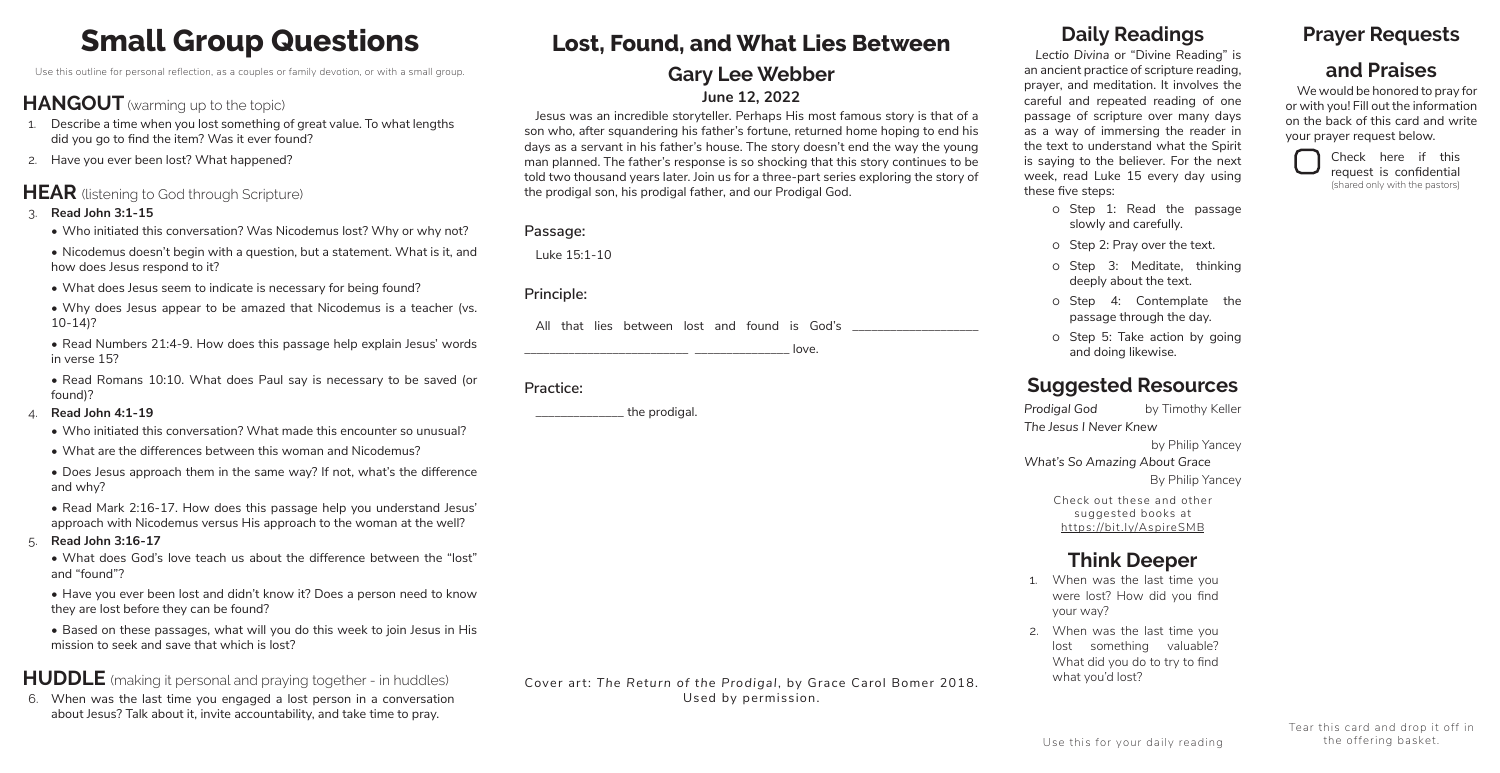# Small Group Questions

Use this outline for personal reflection, as a couples or family devotion, or with a small group.

## HANGOUT (warming up to the topic)

1. Describe a time when you lost something of great value. To what lengths did you go to find the item? Was it ever found?
2. Have you ever been lost? What happened?

## HEAR (listening to God through Scripture)

3. **Read John 3:1-15**
   - Who initiated this conversation? Was Nicodemus lost? Why or why not?
   - Nicodemus doesn't begin with a question, but a statement. What is it, and how does Jesus respond to it?
   - What does Jesus seem to indicate is necessary for being found?
   - Why does Jesus appear to be amazed that Nicodemus is a teacher (vs. 10-14)?
   - Read Numbers 21:4-9. How does this passage help explain Jesus' words in verse 15?
   - Read Romans 10:10. What does Paul say is necessary to be saved (or found)?
4. **Read John 4:1-19**
   - Who initiated this conversation? What made this encounter so unusual?
   - What are the differences between this woman and Nicodemus?
   - Does Jesus approach them in the same way? If not, what's the difference and why?
   - Read Mark 2:16-17. How does this passage help you understand Jesus' approach with Nicodemus versus His approach to the woman at the well?
5. **Read John 3:16-17**
   - What does God's love teach us about the difference between the "lost" and "found"?
   - Have you ever been lost and didn't know it? Does a person need to know they are lost before they can be found?
   - Based on these passages, what will you do this week to join Jesus in His mission to seek and save that which is lost?

## HUDDLE (making it personal and praying together - in huddles)

6. When was the last time you engaged a lost person in a conversation about Jesus? Talk about it, invite accountability, and take time to pray.

# Lost, Found, and What Lies Between

## Gary Lee Webber

### June 12, 2022

Jesus was an incredible storyteller. Perhaps His most famous story is that of a son who, after squandering his father's fortune, returned home hoping to end his days as a servant in his father's house. The story doesn't end the way the young man planned. The father's response is so shocking that this story continues to be told two thousand years later. Join us for a three-part series exploring the story of the prodigal son, his prodigal father, and our Prodigal God.

**Passage:**

Luke 15:1-10

**Principle:**

All that lies between lost and found is God's ____________________ ________________________ ______________ love.

**Practice:**

_____________ the prodigal.

Cover art: *The Return of the Prodigal*, by Grace Carol Bomer 2018. Used by permission.

## Daily Readings

*Lectio Divina* or "Divine Reading" is an ancient practice of scripture reading, prayer, and meditation. It involves the careful and repeated reading of one passage of scripture over many days as a way of immersing the reader in the text to understand what the Spirit is saying to the believer. For the next week, read Luke 15 every day using these five steps:

- Step 1: Read the passage slowly and carefully.
- Step 2: Pray over the text.
- Step 3: Meditate, thinking deeply about the text.
- Step 4: Contemplate the passage through the day.
- Step 5: Take action by going and doing likewise.

## Suggested Resources

*Prodigal God* by Timothy Keller

*The Jesus I Never Knew* by Philip Yancey

*What's So Amazing About Grace* By Philip Yancey

Check out these and other suggested books at https://bit.ly/AspireSMB

## Think Deeper

1. When was the last time you were lost? How did you find your way?
2. When was the last time you lost something valuable? What did you do to try to find what you'd lost?

Use this for your daily reading

## Prayer Requests and Praises

We would be honored to pray for or with you! Fill out the information on the back of this card and write your prayer request below.

☐ Check here if this request is confidential (shared only with the pastors)

Tear this card and drop it off in the offering basket.